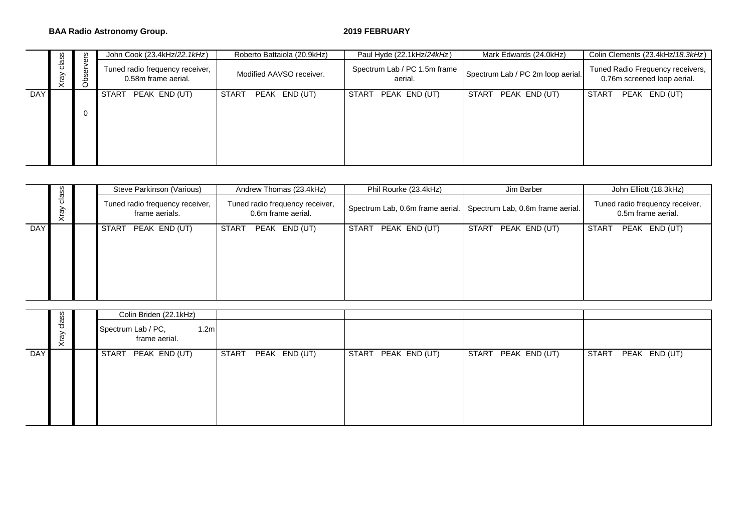**BAA Radio Astronomy Group.** **2019 FEBRUARY**

| | Xray class | Observers | John Cook (23.4kHz/*22.1kHz*) | Roberto Battaiola (20.9kHz) | Paul Hyde (22.1kHz/*24kHz*) | Mark Edwards (24.0kHz) | Colin Clements (23.4kHz/*18.3kHz*) |
|---|---|---|---|---|---|---|---|
| | | | Tuned radio frequency receiver, 0.58m frame aerial. | Modified AAVSO receiver. | Spectrum Lab / PC 1.5m frame aerial. | Spectrum Lab / PC 2m loop aerial. | Tuned Radio Frequency receivers, 0.76m screened loop aerial. |
| DAY | | | START PEAK END (UT) | START PEAK END (UT) | START PEAK END (UT) | START PEAK END (UT) | START PEAK END (UT) |
| | | 0 | | | | | |

| | Xray class | | Steve Parkinson (Various) | Andrew Thomas (23.4kHz) | Phil Rourke (23.4kHz) | Jim Barber | John Elliott (18.3kHz) |
|---|---|---|---|---|---|---|---|
| | | | Tuned radio frequency receiver, frame aerials. | Tuned radio frequency receiver, 0.6m frame aerial. | Spectrum Lab, 0.6m frame aerial. | Spectrum Lab, 0.6m frame aerial. | Tuned radio frequency receiver, 0.5m frame aerial. |
| DAY | | | START PEAK END (UT) | START PEAK END (UT) | START PEAK END (UT) | START PEAK END (UT) | START PEAK END (UT) |

| | Xray class | | Colin Briden (22.1kHz) | | | | |
|---|---|---|---|---|---|---|---|
| | | | Spectrum Lab / PC, 1.2m frame aerial. | | | | |
| DAY | | | START PEAK END (UT) | START PEAK END (UT) | START PEAK END (UT) | START PEAK END (UT) | START PEAK END (UT) |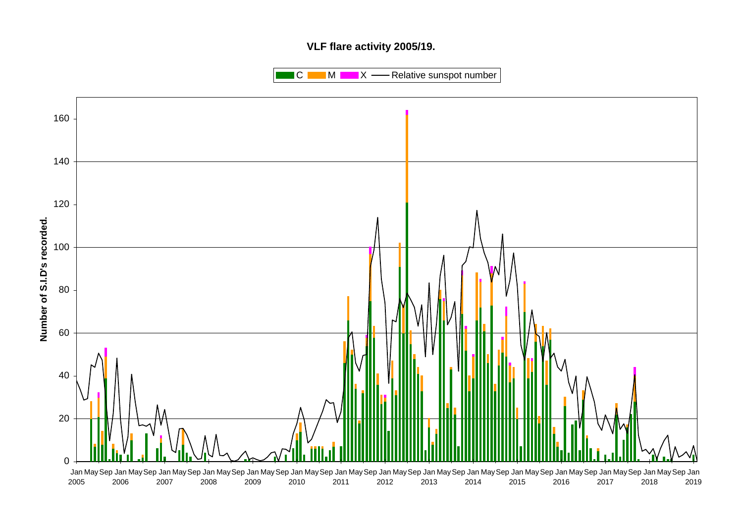**VLF flare activity 2005/19.**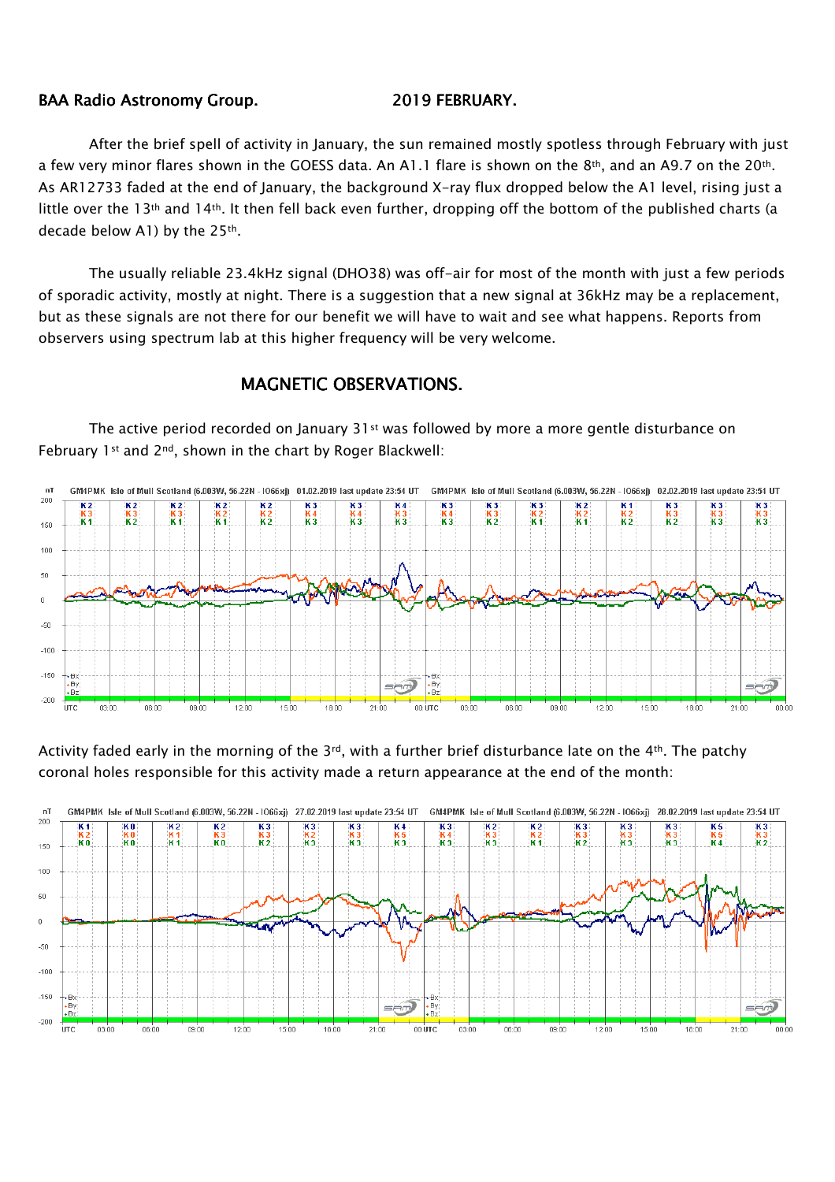BAA Radio Astronomy Group. 2019 FEBRUARY.

After the brief spell of activity in January, the sun remained mostly spotless through February with just a few very minor flares shown in the GOESS data. An A1.1 flare is shown on the 8th, and an A9.7 on the 20th. As AR12733 faded at the end of January, the background X-ray flux dropped below the A1 level, rising just a little over the 13th and 14th. It then fell back even further, dropping off the bottom of the published charts (a decade below A1) by the 25th.

The usually reliable 23.4kHz signal (DHO38) was off-air for most of the month with just a few periods of sporadic activity, mostly at night. There is a suggestion that a new signal at 36kHz may be a replacement, but as these signals are not there for our benefit we will have to wait and see what happens. Reports from observers using spectrum lab at this higher frequency will be very welcome.

## MAGNETIC OBSERVATIONS.

The active period recorded on January 31st was followed by more a more gentle disturbance on February 1st and 2nd, shown in the chart by Roger Blackwell:

Activity faded early in the morning of the 3rd, with a further brief disturbance late on the 4th. The patchy coronal holes responsible for this activity made a return appearance at the end of the month: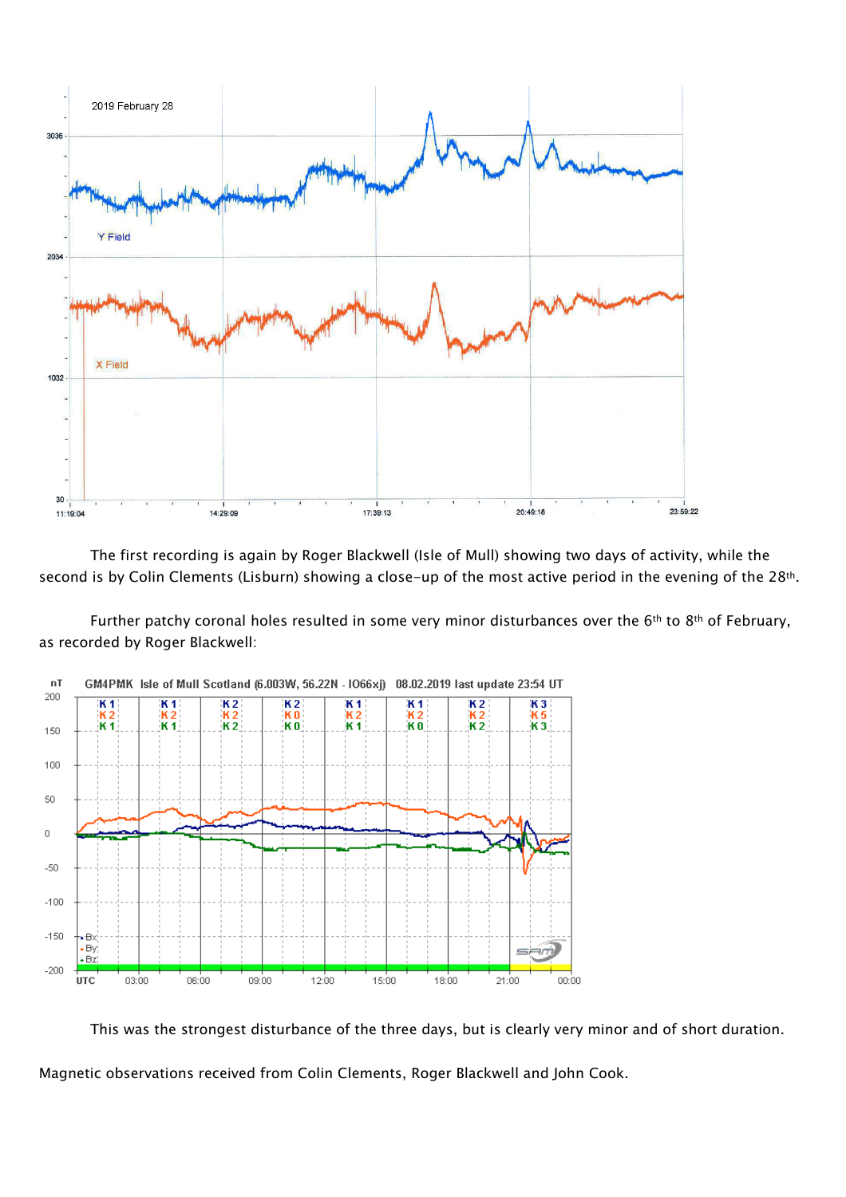The first recording is again by Roger Blackwell (Isle of Mull) showing two days of activity, while the second is by Colin Clements (Lisburn) showing a close-up of the most active period in the evening of the 28th.

Further patchy coronal holes resulted in some very minor disturbances over the 6th to 8th of February, as recorded by Roger Blackwell:

This was the strongest disturbance of the three days, but is clearly very minor and of short duration.

Magnetic observations received from Colin Clements, Roger Blackwell and John Cook.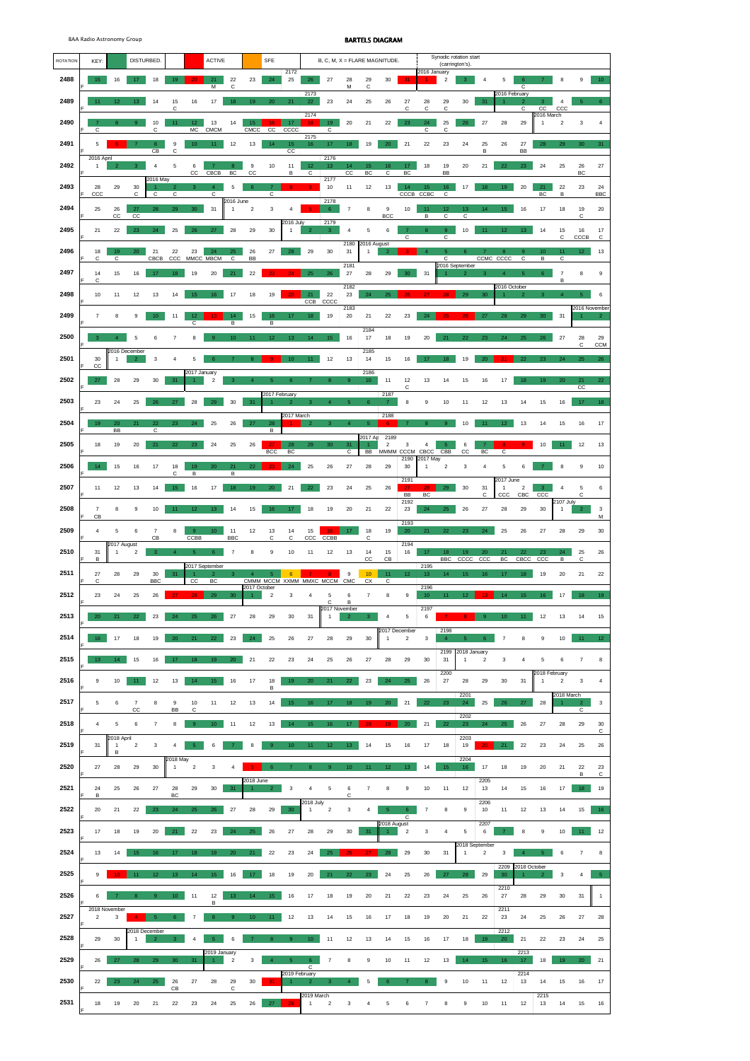BAA Radio Astronomy Group

# BARTELS DIAGRAM

KEY: DISTURBED. ACTIVE SFE B, C, M, X = FLARE MAGNITUDE. Synodic rotation start (carrington's).

| ROTATION | | | | | | | | | | | | | | | | | | | | | | | | | | | |
|---|---|---|---|---|---|---|---|---|---|---|---|---|---|---|---|---|---|---|---|---|---|---|---|---|---|---|---|
| 2488 | 15 | 16 | 17 | 18 | 19 | 20 | 21 M | 22 C | 23 | 24 | 2172 25 | 26 | 27 | 28 M | 29 C | 30 | 31 | 2016 January 1 | 2 | 3 | 4 | 5 | 6 C | 7 | 8 | 9 | 10 |
| 2489 | 11 | 12 | 13 | 14 | 15 C | 16 | 17 | 18 | 19 | 20 | 21 | 2173 22 C | 23 | 24 | 25 | 26 | 27 C | 28 C | 29 C | 30 | 31 | 2016 February 1 | 2 C | 3 CC | 4 CCC | 5 | 6 |
| 2490 | 7 C | 8 | 9 | 10 C | 11 | 12 MC | 13 CMCM | 14 | 15 CMCC | 16 CC | 17 CCCC | 2174 18 | 19 C | 20 | 21 | 22 | 23 | 24 C | 25 C | 26 | 27 | 28 | 29 | 2016 March 1 | 2 | 3 | 4 |
| 2491 | 5 | 6 | 7 | 8 CB | 9 C | 10 | 11 | 12 | 13 | 14 | 15 CC | 2175 16 | 17 | 18 | 19 | 20 | 21 | 22 | 23 | 24 | 25 B | 26 | 27 BB | 28 | 29 | 30 | 31 |
| 2492 | 2016 April 1 | 2 | 3 | 4 | 5 | 6 CC | 7 CBCB | 8 BC | 9 CC | 10 | 11 B | 12 C | 2176 13 | 14 CC | 15 BC | 16 C | 17 BC | 18 | 19 BB | 20 | 21 | 22 | 23 | 24 | 25 | 26 BC | 27 |
| 2493 | 28 CCC | 29 | 30 C | 2016 May 1 C | 2 C | 3 | 4 C | 5 | 6 | 7 C | 8 | 2177 9 | 10 | 11 | 12 | 13 | 14 CCCB | 15 CCBC | 16 C | 17 | 18 | 19 | 20 | 21 BC | 22 B | 23 | 24 BBC |
| 2494 | 25 | 26 CC | 27 CC | 28 | 29 | 30 | 31 | 2016 June 1 | 2 | 3 | 4 | 5 | 2178 6 C | 7 | 8 | 9 BCC | 10 | 11 B | 12 C | 13 C | 14 | 15 | 16 | 17 | 18 | 19 C | 20 |
| 2495 | 21 | 22 | 23 | 24 | 25 | 26 | 27 | 28 | 29 | 30 | 2016 July 1 | 2 | 2179 3 | 4 | 5 | 6 | 7 C | 8 | 9 C | 10 | 11 | 12 | 13 | 14 | 15 C | 16 CCCB | 17 C |
| 2496 | 18 C | 19 C | 20 | 21 CBCB | 22 CCC | 23 MMCC | 24 MBCM | 25 C | 26 BB | 27 | 28 | 29 | 30 | 2180 31 | 2016 August 1 | 2 | 3 | 4 | 5 C | 6 | 7 CCMC | 8 CCCC | 9 C | 10 B | 11 C | 12 | 13 |
| 2497 | 14 C | 15 | 16 | 17 | 18 | 19 | 20 | 21 | 22 | 23 | 24 | 25 | 26 | 2181 27 | 28 | 29 | 30 | 31 | 2016 September 1 | 2 | 3 | 4 | 5 | 6 | 7 B | 8 | 9 |
| 2498 | 10 | 11 | 12 | 13 | 14 | 15 | 16 | 17 | 18 | 19 | 20 | 21 CCB | 22 CCCC | 2182 23 | 24 | 25 | 26 | 27 | 28 | 29 | 30 | 2016 October 1 | 2 | 3 | 4 | 5 | 6 |
| 2499 | 7 | 8 | 9 | 10 | 11 | 12 C | 13 | 14 B | 15 | 16 B | 17 | 18 | 19 | 2183 20 | 21 | 22 | 23 | 24 | 25 | 26 | 27 | 28 | 29 | 30 | 31 | 2016 November 1 | 2 |
| 2500 | 3 | 4 | 5 | 6 | 7 | 8 | 9 | 10 | 11 | 12 | 13 | 14 | 15 | 16 | 2184 17 | 18 | 19 | 20 | 21 | 22 | 23 | 24 | 25 | 26 | 27 | 28 C | 29 CCM |
| 2501 | 30 CC | 2016 December 1 | 2 | 3 | 4 | 5 | 6 | 7 | 8 | 9 | 10 | 11 | 12 | 13 | 2185 14 | 15 | 16 | 17 | 18 | 19 | 20 | 21 | 22 | 23 | 24 | 25 | 26 |
| 2502 | 27 | 28 | 29 | 30 | 31 | 2017 January 1 | 2 | 3 | 4 | 5 | 6 | 7 | 8 | 9 | 2186 10 | 11 | 12 C | 13 | 14 | 15 | 16 | 17 | 18 | 19 | 20 | 21 CC | 22 |
| 2503 | 23 | 24 | 25 | 26 | 27 | 28 | 29 | 30 | 31 | 2017 February 1 | 2 | 3 | 4 | 5 | 6 | 2187 7 | 8 | 9 | 10 | 11 | 12 | 13 | 14 | 15 | 16 | 17 | 18 |
| 2504 | 19 | 20 BB | 21 | 22 C | 23 | 24 | 25 | 26 | 27 | 28 B | 2017 March 1 | 2 | 3 | 4 | 5 | 2188 6 | 7 | 8 | 9 | 10 | 11 | 12 | 13 | 14 | 15 | 16 | 17 |
| 2505 | 18 | 19 | 20 | 21 | 22 | 23 | 24 | 25 | 26 | 27 BCC | 28 BC | 29 | 30 | 31 C | 2017 Ap 1 BB | 2189 2 MMMM | 3 CCCM | 4 CBCC | 5 CBB | 6 CC | 7 BC | 8 C | 9 | 10 | 11 | 12 | 13 |
| 2506 | 14 | 15 | 16 | 17 | 18 C | 19 B | 20 | 21 B | 22 | 23 | 24 | 25 | 26 | 27 | 28 | 29 | 2190 30 | 2017 May 1 | 2 | 3 | 4 | 5 | 6 | 7 | 8 | 9 | 10 |
| 2507 | 11 | 12 | 13 | 14 | 15 | 16 | 17 | 18 | 19 | 20 | 21 | 22 | 23 | 24 | 25 | 26 | 2191 27 BB | 28 BC | 29 | 30 | 31 C | 2017 June 1 CCC | 2 CBC | 3 CCC | 4 | 5 C | 6 |
| 2508 | 7 CB | 8 | 9 | 10 | 11 | 12 | 13 | 14 | 15 | 16 | 17 | 18 | 19 | 20 | 21 | 22 | 2192 23 | 24 | 25 | 26 | 27 | 28 | 29 | 30 | 2017 July 1 | 2 | 3 M |
| 2509 | 4 | 5 | 6 | 7 CB | 8 | 9 CCBB | 10 | 11 BBC | 12 | 13 C | 14 C | 15 CCC | 16 CCBB | 17 | 18 C | 19 | 2193 20 | 21 | 22 | 23 | 24 | 25 | 26 | 27 | 28 | 29 | 30 |
| 2510 | 31 B | 2017 August 1 | 2 | 3 | 4 | 5 | 6 | 7 | 8 | 9 | 10 | 11 | 12 | 13 | 14 CC | 15 CB | 2194 16 | 17 | 18 BBC | 19 CCCC | 20 CCC | 21 BC | 22 CBCC | 23 CCC | 24 B | 25 C | 26 |
| 2511 | 27 C | 28 | 29 | 30 BBC | 31 | 2017 September 1 CC | 2 BC | 3 | 4 CMMM | 5 MCCM | 6 XXMM | 7 MMXC | 8 MCCM | 9 CMC | 10 CX | 11 C | 12 | 2195 13 | 14 | 15 | 16 | 17 | 18 | 19 | 20 | 21 | 22 |
| 2512 | 23 | 24 | 25 | 26 | 27 | 28 | 29 | 30 | 2017 October 1 | 2 | 3 | 4 | 5 C | 6 B | 7 | 8 | 9 | 2196 10 | 11 | 12 | 13 | 14 | 15 | 16 | 17 | 18 | 19 |
| 2513 | 20 | 21 | 22 | 23 | 24 | 25 | 26 | 27 | 28 | 29 | 30 | 31 | 2017 November 1 | 2 | 3 | 4 | 5 | 2197 6 | 7 | 8 | 9 | 10 | 11 | 12 | 13 | 14 | 15 |
| 2514 | 16 | 17 | 18 | 19 | 20 | 21 | 22 | 23 | 24 | 25 | 26 | 27 | 28 | 29 | 30 | 2017 December 1 | 2 | 3 | 2198 4 | 5 | 6 | 7 | 8 | 9 | 10 | 11 | 12 |
| 2515 | 13 | 14 | 15 | 16 | 17 | 18 | 19 | 20 | 21 | 22 | 23 | 24 | 25 | 26 | 27 | 28 | 29 | 30 | 2199 31 | 2018 January 1 | 2 | 3 | 4 | 5 | 6 | 7 | 8 |
| 2516 | 9 | 10 | 11 | 12 | 13 | 14 | 15 | 16 | 17 | 18 B | 19 | 20 | 21 | 22 | 23 | 24 | 25 | 26 | 2200 27 | 28 | 29 | 30 | 31 | 2018 February 1 | 2 | 3 | 4 |
| 2517 | 5 | 6 | 7 CC | 8 | 9 BB | 10 C | 11 | 12 | 13 | 14 | 15 | 16 | 17 | 18 | 19 | 20 | 21 | 22 | 23 | 2201 24 | 25 | 26 | 27 | 28 | 2018 March 1 | 2 C | 3 |
| 2518 | 4 | 5 | 6 | 7 | 8 | 9 | 10 | 11 | 12 | 13 | 14 | 15 | 16 | 17 | 18 | 19 | 20 | 21 | 22 | 2202 23 | 24 | 25 | 26 | 27 | 28 | 29 | 30 C |
| 2519 | 31 | 2018 April 1 B | 2 | 3 | 4 | 5 | 6 | 7 | 8 | 9 | 10 | 11 | 12 | 13 | 14 | 15 | 16 | 17 | 18 | 2203 19 | 20 | 21 | 22 | 23 | 24 | 25 | 26 |
| 2520 | 27 | 28 | 29 | 30 | 2018 May 1 | 2 | 3 | 4 | 5 | 6 | 7 | 8 | 9 | 10 | 11 | 12 | 13 | 14 | 15 | 2204 16 | 17 | 18 | 19 | 20 | 21 | 22 B | 23 C |
| 2521 | 24 B | 25 | 26 | 27 | 28 BC | 29 | 30 | 31 | 2018 June 1 | 2 | 3 | 4 | 5 | 6 C | 7 | 8 | 9 | 10 | 11 | 12 | 2205 13 | 14 | 15 | 16 | 17 | 18 | 19 |
| 2522 | 20 | 21 | 22 | 23 | 24 | 25 | 26 | 27 | 28 | 29 | 30 | 2018 July 1 | 2 | 3 | 4 | 5 | 6 C | 7 | 8 | 9 | 2206 10 | 11 | 12 | 13 | 14 | 15 | 16 |
| 2523 | 17 | 18 | 19 | 20 | 21 | 22 | 23 | 24 | 25 | 26 | 27 | 28 | 29 | 30 | 31 | 2018 August 1 | 2 | 3 | 4 | 5 | 2207 6 | 7 | 8 | 9 | 10 | 11 | 12 |
| 2524 | 13 | 14 | 15 | 16 | 17 | 18 | 19 | 20 | 21 | 22 | 23 | 24 | 25 | 26 | 27 | 28 | 29 | 30 | 31 | 2018 September 1 | 2 | 3 | 4 | 5 | 6 | 7 | 8 |
| 2525 | 9 | 10 | 11 | 12 | 13 | 14 | 15 | 16 | 17 | 18 | 19 | 20 | 21 | 22 | 23 | 24 | 25 | 26 | 27 | 28 | 29 | 2209 30 | 2018 October 1 | 2 | 3 | 4 | 5 |
| 2526 | 6 | 7 | 8 | 9 | 10 | 11 | 12 B | 13 | 14 | 15 | 16 | 17 | 18 | 19 | 20 | 21 | 22 | 23 | 24 | 25 | 26 | 2210 27 | 28 | 29 | 30 | 31 | 1 |
| 2527 | 2018 November 2 | 3 | 4 | 5 | 6 | 7 | 8 | 9 | 10 | 11 | 12 | 13 | 14 | 15 | 16 | 17 | 18 | 19 | 20 | 21 | 22 | 2211 23 | 24 | 25 | 26 | 27 | 28 |
| 2528 | 29 | 30 | 2018 December 1 | 2 | 3 | 4 | 5 | 6 | 7 | 8 | 9 | 10 | 11 | 12 | 13 | 14 | 15 | 16 | 17 | 18 | 19 | 2212 20 | 21 | 22 | 23 | 24 | 25 |
| 2529 | 26 | 27 | 28 | 29 | 30 | 31 | 2019 January 1 | 2 | 3 | 4 | 5 | 6 C | 7 | 8 | 9 | 10 | 11 | 12 | 13 | 14 | 15 | 16 | 2213 17 | 18 | 19 | 20 | 21 |
| 2530 | 22 | 23 | 24 | 25 | 26 CB | 27 | 28 | 29 C | 30 | 31 | 2019 February 1 | 2 | 3 | 4 | 5 | 6 | 7 | 8 | 9 | 10 | 11 | 12 | 2214 13 | 14 | 15 | 16 | 17 |
| 2531 | 18 | 19 | 20 | 21 | 22 | 23 | 24 | 25 | 26 | 27 | 28 | 2019 March 1 | 2 | 3 | 4 | 5 | 6 | 7 | 8 | 9 | 10 | 11 | 12 | 2215 13 | 14 | 15 | 16 |